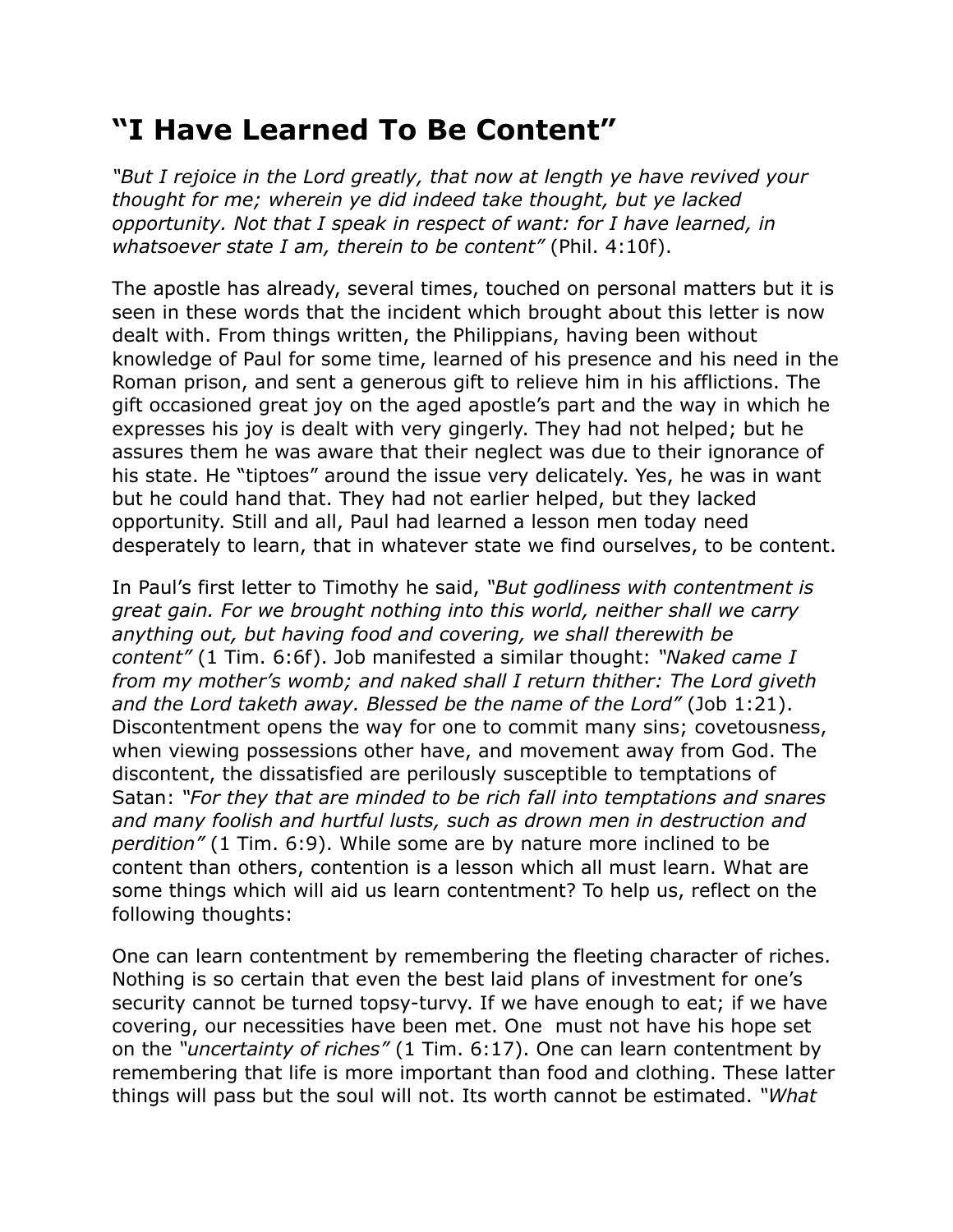# "I Have Learned To Be Content"

*"But I rejoice in the Lord greatly, that now at length ye have revived your thought for me; wherein ye did indeed take thought, but ye lacked opportunity. Not that I speak in respect of want: for I have learned, in whatsoever state I am, therein to be content"* (Phil. 4:10f).

The apostle has already, several times, touched on personal matters but it is seen in these words that the incident which brought about this letter is now dealt with. From things written, the Philippians, having been without knowledge of Paul for some time, learned of his presence and his need in the Roman prison, and sent a generous gift to relieve him in his afflictions. The gift occasioned great joy on the aged apostle's part and the way in which he expresses his joy is dealt with very gingerly. They had not helped; but he assures them he was aware that their neglect was due to their ignorance of his state. He "tiptoes" around the issue very delicately. Yes, he was in want but he could hand that. They had not earlier helped, but they lacked opportunity. Still and all, Paul had learned a lesson men today need desperately to learn, that in whatever state we find ourselves, to be content.

In Paul's first letter to Timothy he said, *"But godliness with contentment is great gain. For we brought nothing into this world, neither shall we carry anything out, but having food and covering, we shall therewith be content"* (1 Tim. 6:6f). Job manifested a similar thought: *"Naked came I from my mother's womb; and naked shall I return thither: The Lord giveth and the Lord taketh away. Blessed be the name of the Lord"* (Job 1:21). Discontentment opens the way for one to commit many sins; covetousness, when viewing possessions other have, and movement away from God. The discontent, the dissatisfied are perilously susceptible to temptations of Satan: *"For they that are minded to be rich fall into temptations and snares and many foolish and hurtful lusts, such as drown men in destruction and perdition"* (1 Tim. 6:9). While some are by nature more inclined to be content than others, contention is a lesson which all must learn. What are some things which will aid us learn contentment? To help us, reflect on the following thoughts:

One can learn contentment by remembering the fleeting character of riches. Nothing is so certain that even the best laid plans of investment for one's security cannot be turned topsy-turvy. If we have enough to eat; if we have covering, our necessities have been met. One must not have his hope set on the *"uncertainty of riches"* (1 Tim. 6:17). One can learn contentment by remembering that life is more important than food and clothing. These latter things will pass but the soul will not. Its worth cannot be estimated. *"What*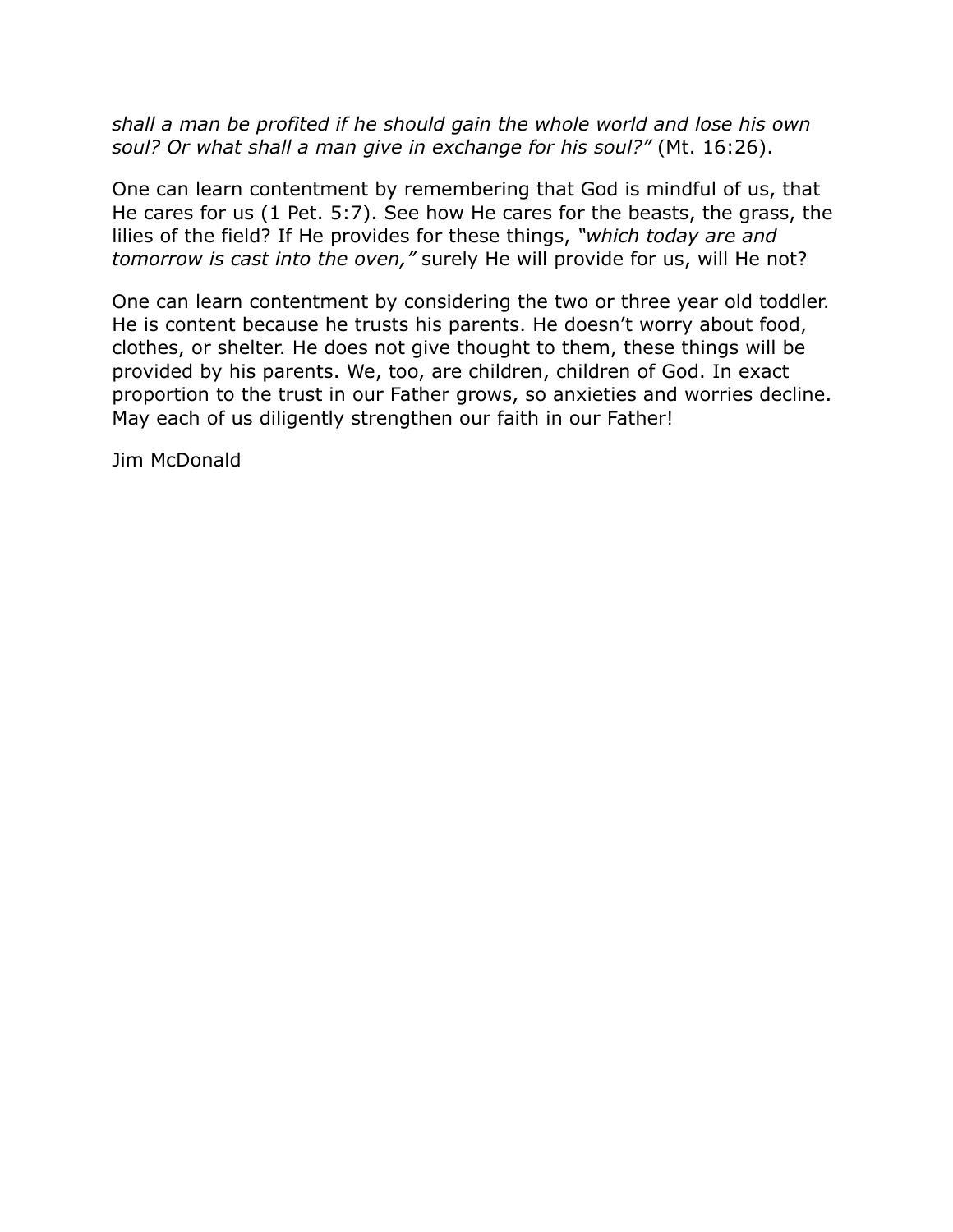*shall a man be profited if he should gain the whole world and lose his own soul? Or what shall a man give in exchange for his soul?"* (Mt. 16:26).

One can learn contentment by remembering that God is mindful of us, that He cares for us (1 Pet. 5:7). See how He cares for the beasts, the grass, the lilies of the field? If He provides for these things, *"which today are and tomorrow is cast into the oven,"* surely He will provide for us, will He not?

One can learn contentment by considering the two or three year old toddler. He is content because he trusts his parents. He doesn't worry about food, clothes, or shelter. He does not give thought to them, these things will be provided by his parents. We, too, are children, children of God. In exact proportion to the trust in our Father grows, so anxieties and worries decline. May each of us diligently strengthen our faith in our Father!

Jim McDonald